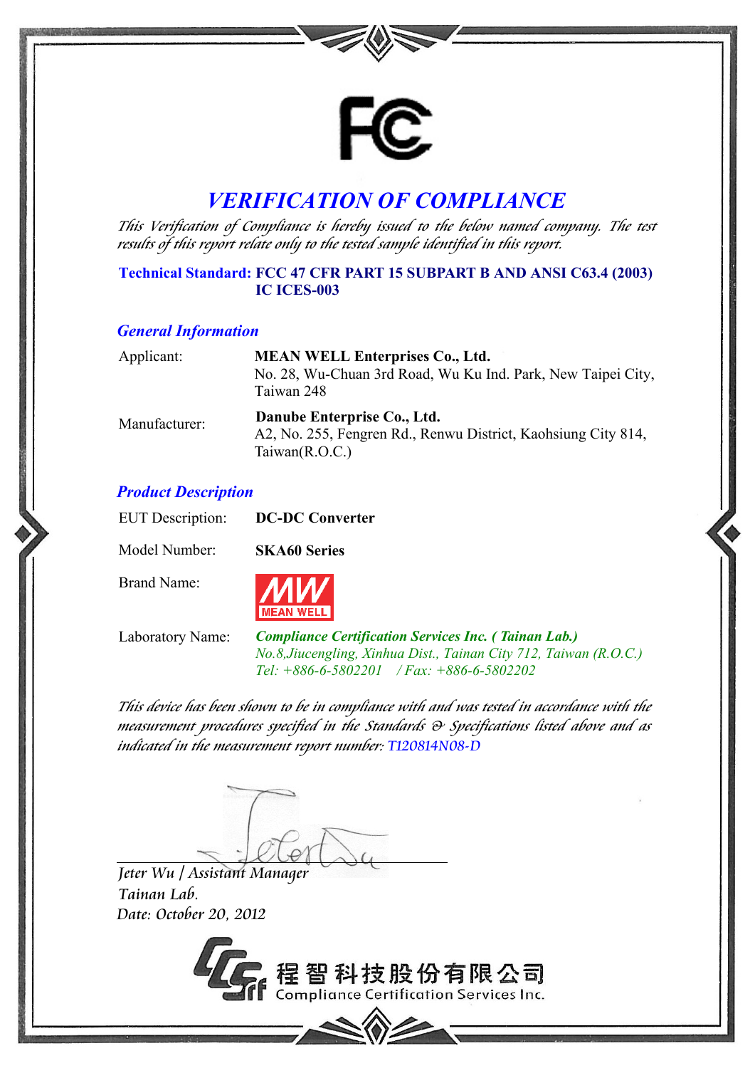FC

# VERIFICATION OF COMPLIANCE

*This Verification of Compliance is hereby issued to the below named company. The test results of this report relate only to the tested sample identified in this report.*

**Technical Standard: FCC 47 CFR PART 15 SUBPART B AND ANSI C63.4 (2003)**
**IC ICES-003**

## *General Information*

| | |
|---|---|
| Applicant: | **MEAN WELL Enterprises Co., Ltd.**<br>No. 28, Wu-Chuan 3rd Road, Wu Ku Ind. Park, New Taipei City, Taiwan 248 |
| Manufacturer: | **Danube Enterprise Co., Ltd.**<br>A2, No. 255, Fengren Rd., Renwu District, Kaohsiung City 814, Taiwan(R.O.C.) |

## *Product Description*

| | |
|---|---|
| EUT Description: | **DC-DC Converter** |
| Model Number: | **SKA60 Series** |
| Brand Name: | MW MEAN WELL |
| Laboratory Name: | ***Compliance Certification Services Inc. ( Tainan Lab.)***<br>*No.8,Jiucengling, Xinhua Dist., Tainan City 712, Taiwan (R.O.C.)*<br>*Tel: +886-6-5802201 / Fax: +886-6-5802202* |

*This device has been shown to be in compliance with and was tested in accordance with the measurement procedures specified in the Standards & Specifications listed above and as indicated in the measurement report number:* T120814N08-D

*Jeter Wu / Assistant Manager*
*Tainan Lab.*
*Date: October 20, 2012*

程智科技股份有限公司
Compliance Certification Services Inc.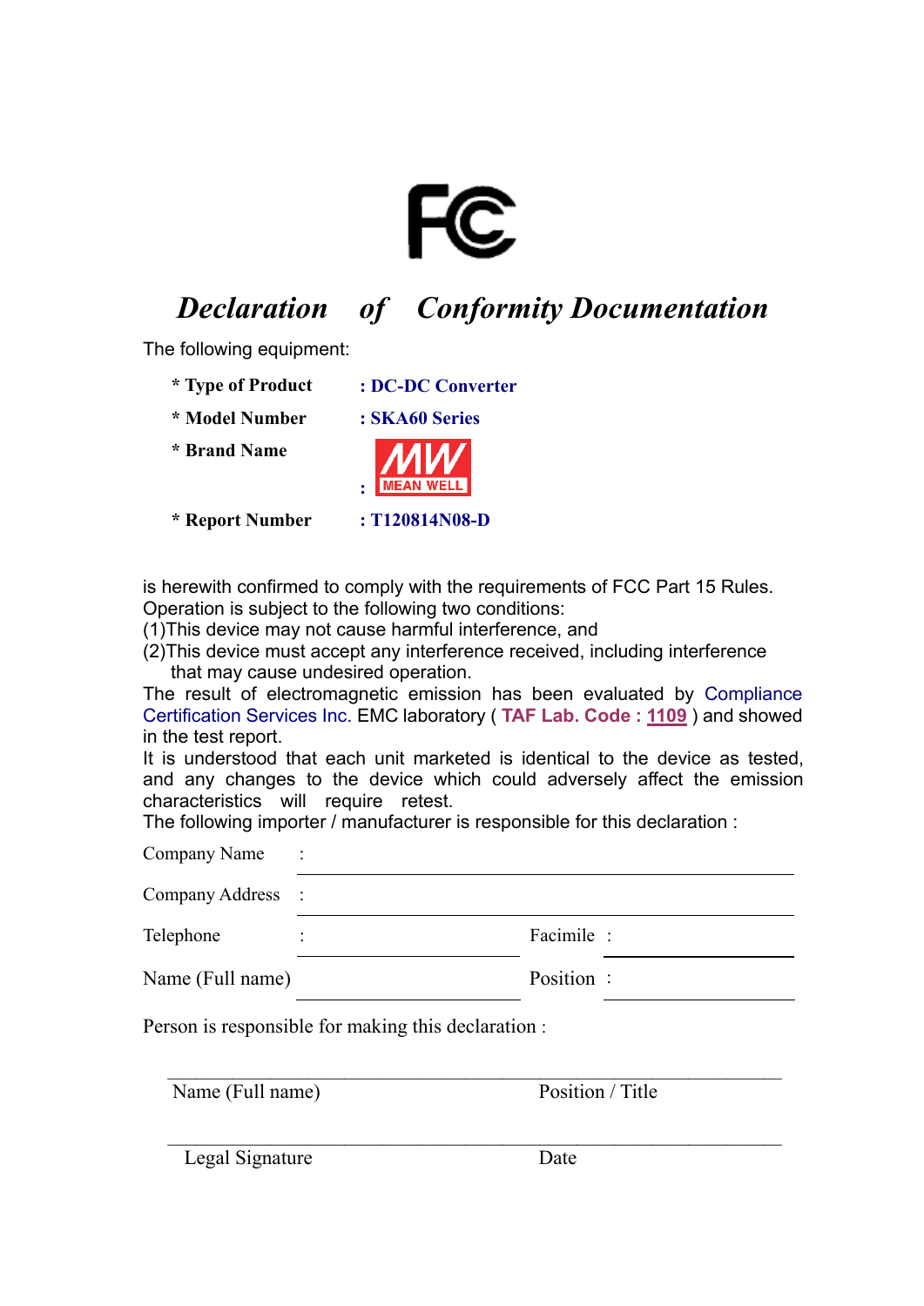# *Declaration of Conformity Documentation*

The following equipment:

- **\* Type of Product** : **DC-DC Converter**
- **\* Model Number** : **SKA60 Series**
- **\* Brand Name** : MW MEAN WELL
- **\* Report Number** : **T120814N08-D**

is herewith confirmed to comply with the requirements of FCC Part 15 Rules.
Operation is subject to the following two conditions:
(1)This device may not cause harmful interference, and
(2)This device must accept any interference received, including interference that may cause undesired operation.
The result of electromagnetic emission has been evaluated by Compliance Certification Services Inc. EMC laboratory ( **TAF Lab. Code : 1109** ) and showed in the test report.
It is understood that each unit marketed is identical to the device as tested, and any changes to the device which could adversely affect the emission characteristics will require retest.
The following importer / manufacturer is responsible for this declaration :

Company Name :

Company Address :

Telephone : Facimile :

Name (Full name) Position :

Person is responsible for making this declaration :

Name (Full name) Position / Title

Legal Signature Date